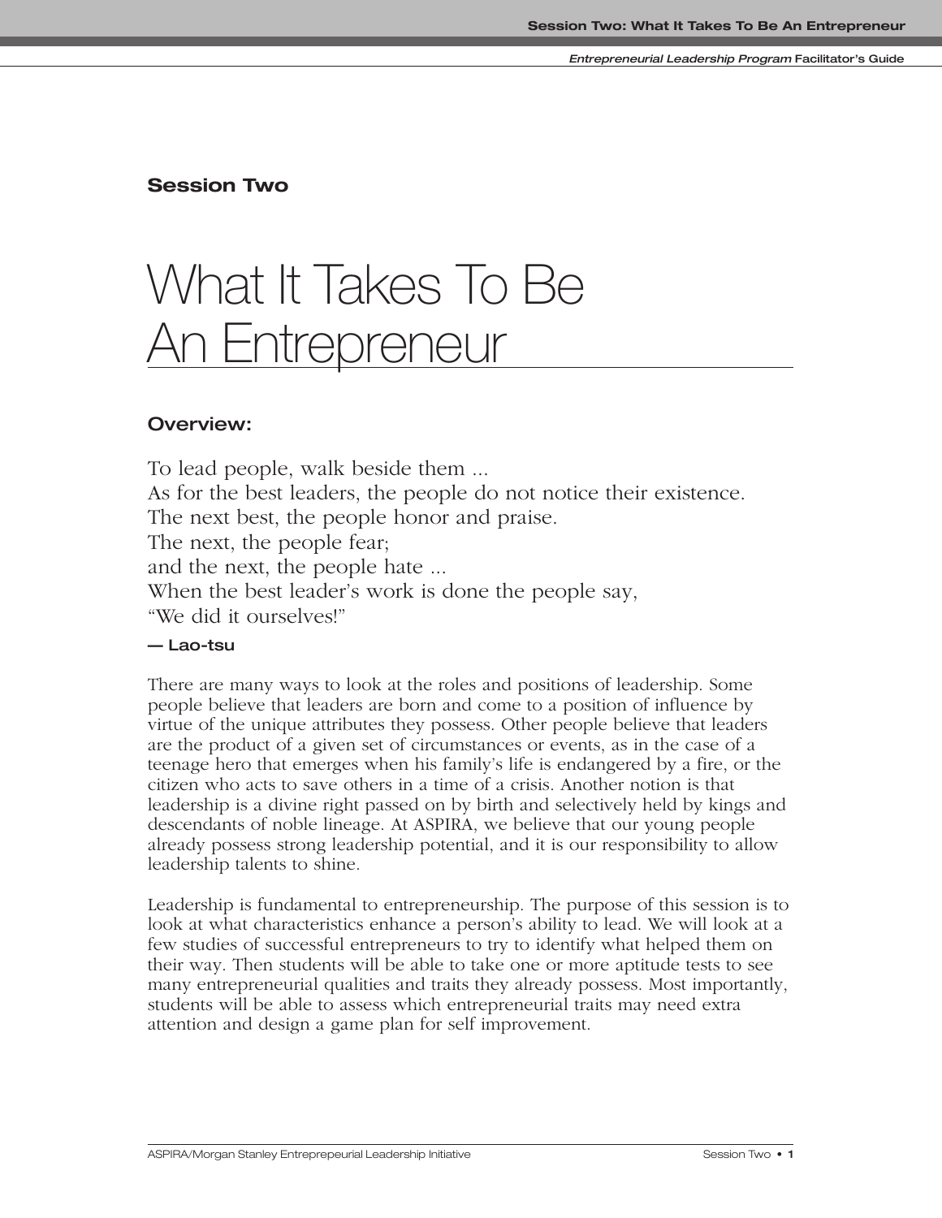**Session Two**

# What It Takes To Be An Entrepreneur

## Overview:

To lead people, walk beside them ...
As for the best leaders, the people do not notice their existence.
The next best, the people honor and praise.
The next, the people fear;
and the next, the people hate ...
When the best leader's work is done the people say,
"We did it ourselves!"

**— Lao-tsu**

There are many ways to look at the roles and positions of leadership. Some people believe that leaders are born and come to a position of influence by virtue of the unique attributes they possess. Other people believe that leaders are the product of a given set of circumstances or events, as in the case of a teenage hero that emerges when his family's life is endangered by a fire, or the citizen who acts to save others in a time of a crisis. Another notion is that leadership is a divine right passed on by birth and selectively held by kings and descendants of noble lineage. At ASPIRA, we believe that our young people already possess strong leadership potential, and it is our responsibility to allow leadership talents to shine.

Leadership is fundamental to entrepreneurship. The purpose of this session is to look at what characteristics enhance a person's ability to lead. We will look at a few studies of successful entrepreneurs to try to identify what helped them on their way. Then students will be able to take one or more aptitude tests to see many entrepreneurial qualities and traits they already possess. Most importantly, students will be able to assess which entrepreneurial traits may need extra attention and design a game plan for self improvement.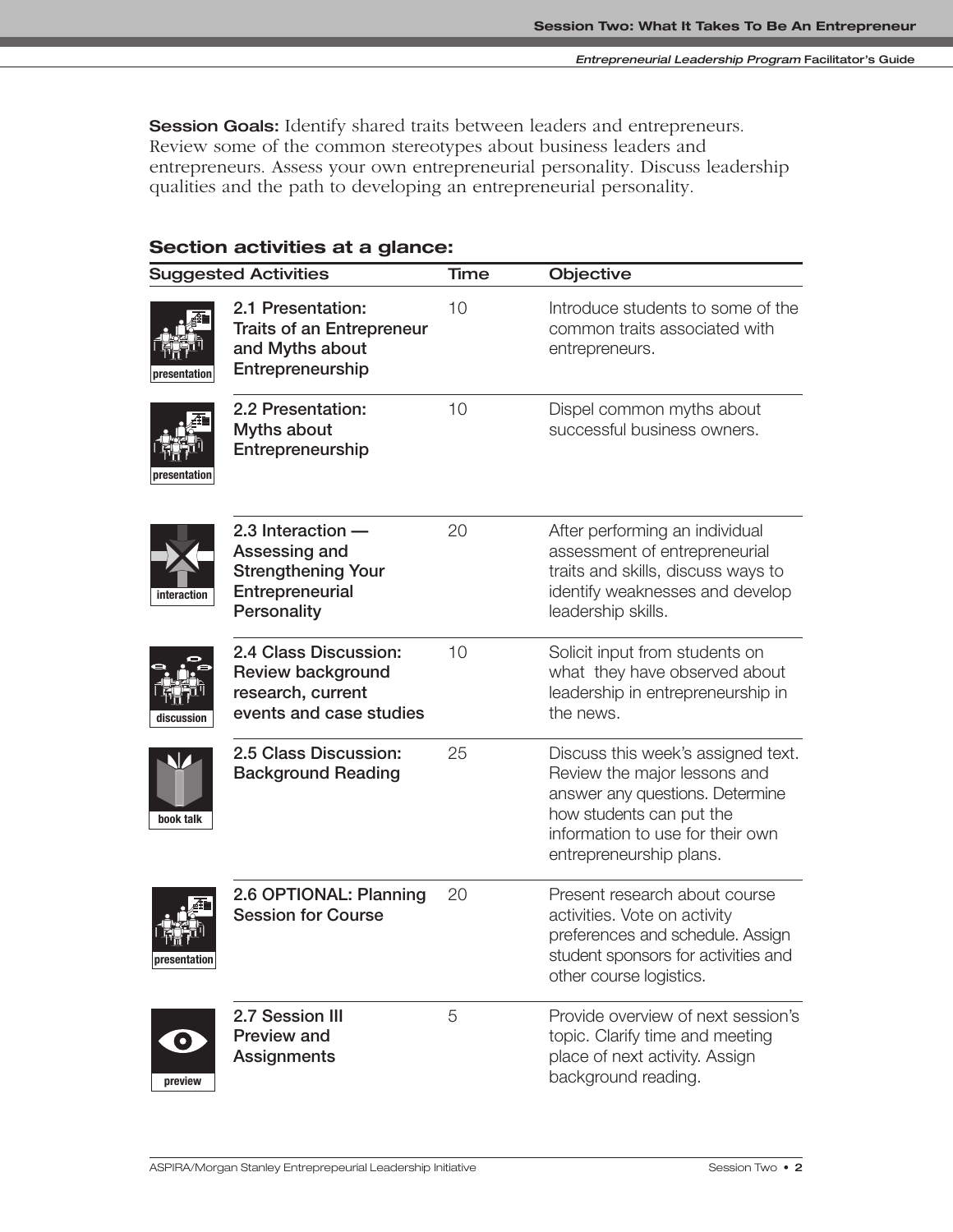**Session Goals:** Identify shared traits between leaders and entrepreneurs. Review some of the common stereotypes about business leaders and entrepreneurs. Assess your own entrepreneurial personality. Discuss leadership qualities and the path to developing an entrepreneurial personality.

## Section activities at a glance:

| | Suggested Activities | Time | Objective |
|---|---|---|---|
| presentation | 2.1 Presentation: Traits of an Entrepreneur and Myths about Entrepreneurship | 10 | Introduce students to some of the common traits associated with entrepreneurs. |
| presentation | 2.2 Presentation: Myths about Entrepreneurship | 10 | Dispel common myths about successful business owners. |
| interaction | 2.3 Interaction — Assessing and Strengthening Your Entrepreneurial Personality | 20 | After performing an individual assessment of entrepreneurial traits and skills, discuss ways to identify weaknesses and develop leadership skills. |
| discussion | 2.4 Class Discussion: Review background research, current events and case studies | 10 | Solicit input from students on what they have observed about leadership in entrepreneurship in the news. |
| book talk | 2.5 Class Discussion: Background Reading | 25 | Discuss this week's assigned text. Review the major lessons and answer any questions. Determine how students can put the information to use for their own entrepreneurship plans. |
| presentation | 2.6 OPTIONAL: Planning Session for Course | 20 | Present research about course activities. Vote on activity preferences and schedule. Assign student sponsors for activities and other course logistics. |
| preview | 2.7 Session III Preview and Assignments | 5 | Provide overview of next session's topic. Clarify time and meeting place of next activity. Assign background reading. |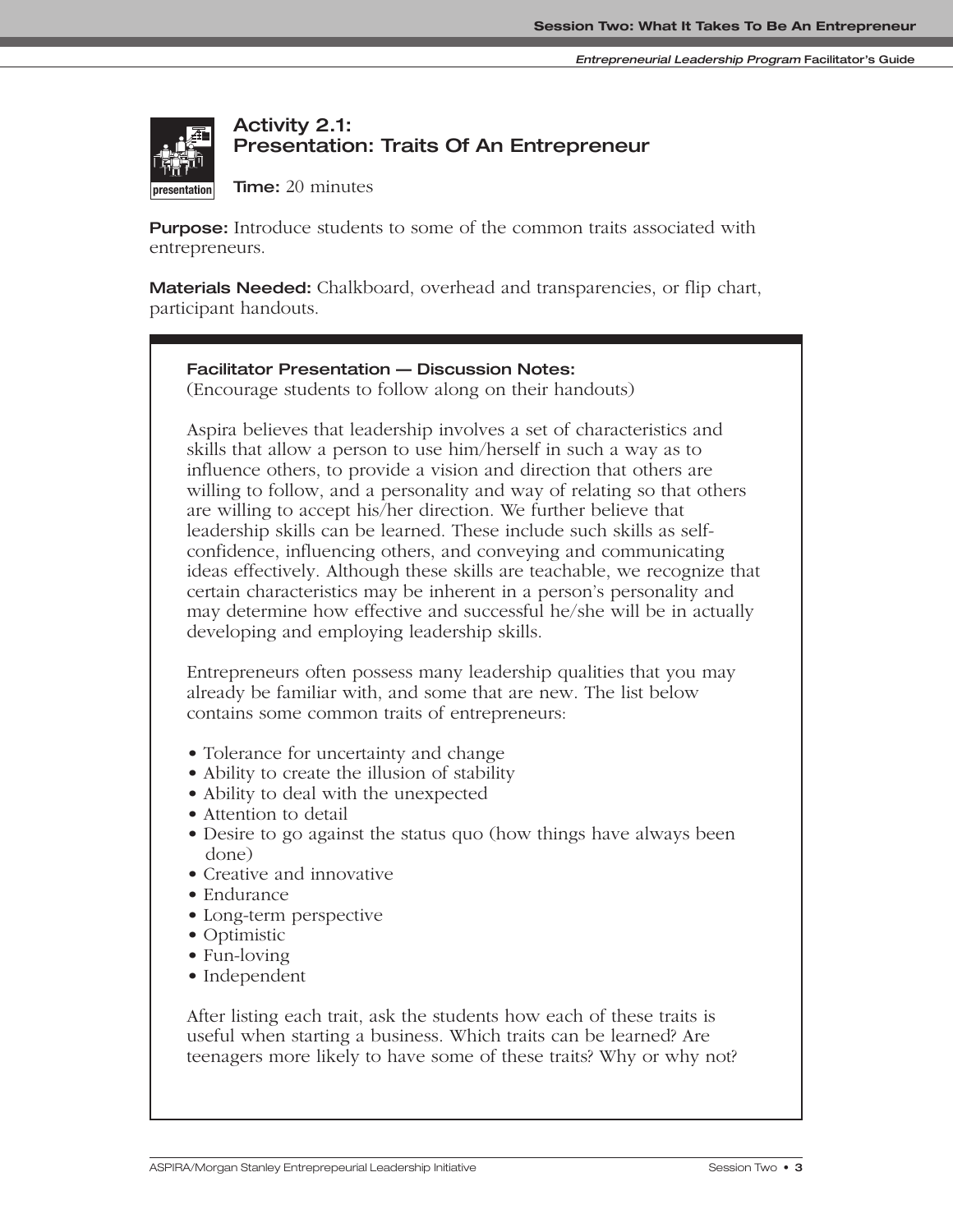## Activity 2.1: Presentation: Traits Of An Entrepreneur

**Time:** 20 minutes

**Purpose:** Introduce students to some of the common traits associated with entrepreneurs.

**Materials Needed:** Chalkboard, overhead and transparencies, or flip chart, participant handouts.

**Facilitator Presentation — Discussion Notes:**
(Encourage students to follow along on their handouts)

Aspira believes that leadership involves a set of characteristics and skills that allow a person to use him/herself in such a way as to influence others, to provide a vision and direction that others are willing to follow, and a personality and way of relating so that others are willing to accept his/her direction. We further believe that leadership skills can be learned. These include such skills as self-confidence, influencing others, and conveying and communicating ideas effectively. Although these skills are teachable, we recognize that certain characteristics may be inherent in a person's personality and may determine how effective and successful he/she will be in actually developing and employing leadership skills.

Entrepreneurs often possess many leadership qualities that you may already be familiar with, and some that are new. The list below contains some common traits of entrepreneurs:

- Tolerance for uncertainty and change
- Ability to create the illusion of stability
- Ability to deal with the unexpected
- Attention to detail
- Desire to go against the status quo (how things have always been done)
- Creative and innovative
- Endurance
- Long-term perspective
- Optimistic
- Fun-loving
- Independent

After listing each trait, ask the students how each of these traits is useful when starting a business. Which traits can be learned? Are teenagers more likely to have some of these traits? Why or why not?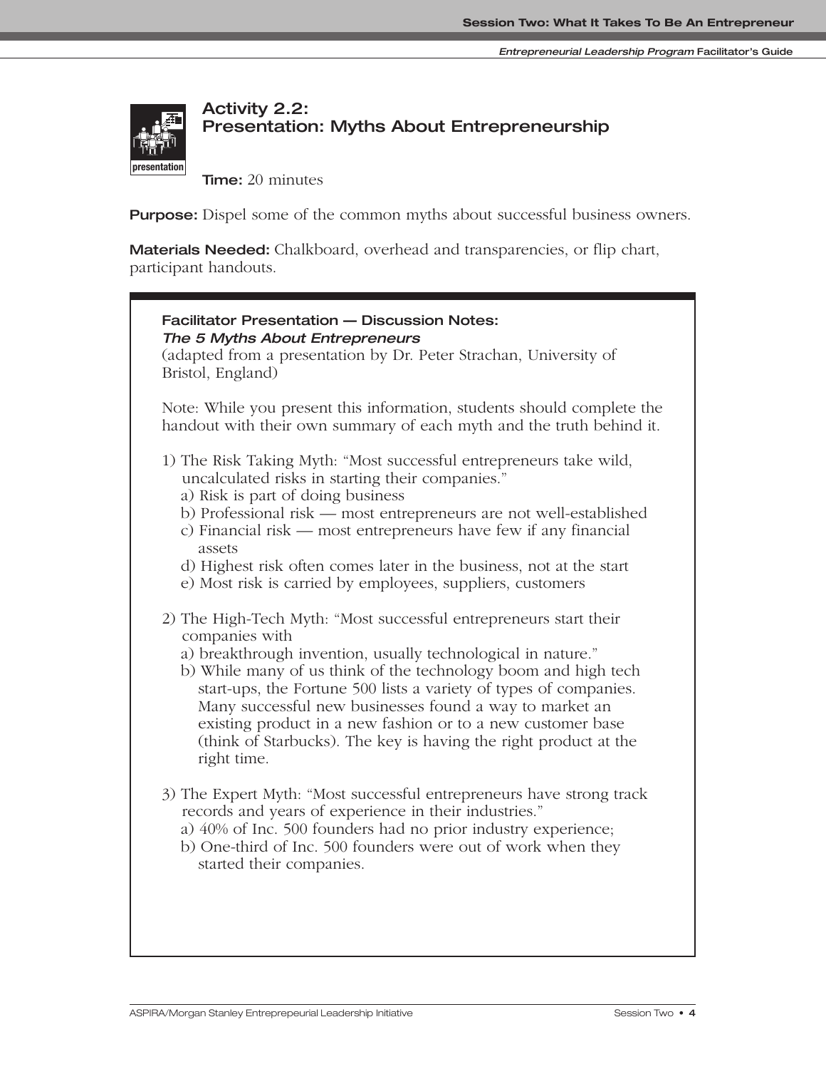## Activity 2.2: Presentation: Myths About Entrepreneurship

**Time:** 20 minutes

**Purpose:** Dispel some of the common myths about successful business owners.

**Materials Needed:** Chalkboard, overhead and transparencies, or flip chart, participant handouts.

---

**Facilitator Presentation — Discussion Notes:**
***The 5 Myths About Entrepreneurs***
(adapted from a presentation by Dr. Peter Strachan, University of Bristol, England)

Note: While you present this information, students should complete the handout with their own summary of each myth and the truth behind it.

1) The Risk Taking Myth: "Most successful entrepreneurs take wild, uncalculated risks in starting their companies."
   a) Risk is part of doing business
   b) Professional risk — most entrepreneurs are not well-established
   c) Financial risk — most entrepreneurs have few if any financial assets
   d) Highest risk often comes later in the business, not at the start
   e) Most risk is carried by employees, suppliers, customers

2) The High-Tech Myth: "Most successful entrepreneurs start their companies with
   a) breakthrough invention, usually technological in nature."
   b) While many of us think of the technology boom and high tech start-ups, the Fortune 500 lists a variety of types of companies. Many successful new businesses found a way to market an existing product in a new fashion or to a new customer base (think of Starbucks). The key is having the right product at the right time.

3) The Expert Myth: "Most successful entrepreneurs have strong track records and years of experience in their industries."
   a) 40% of Inc. 500 founders had no prior industry experience;
   b) One-third of Inc. 500 founders were out of work when they started their companies.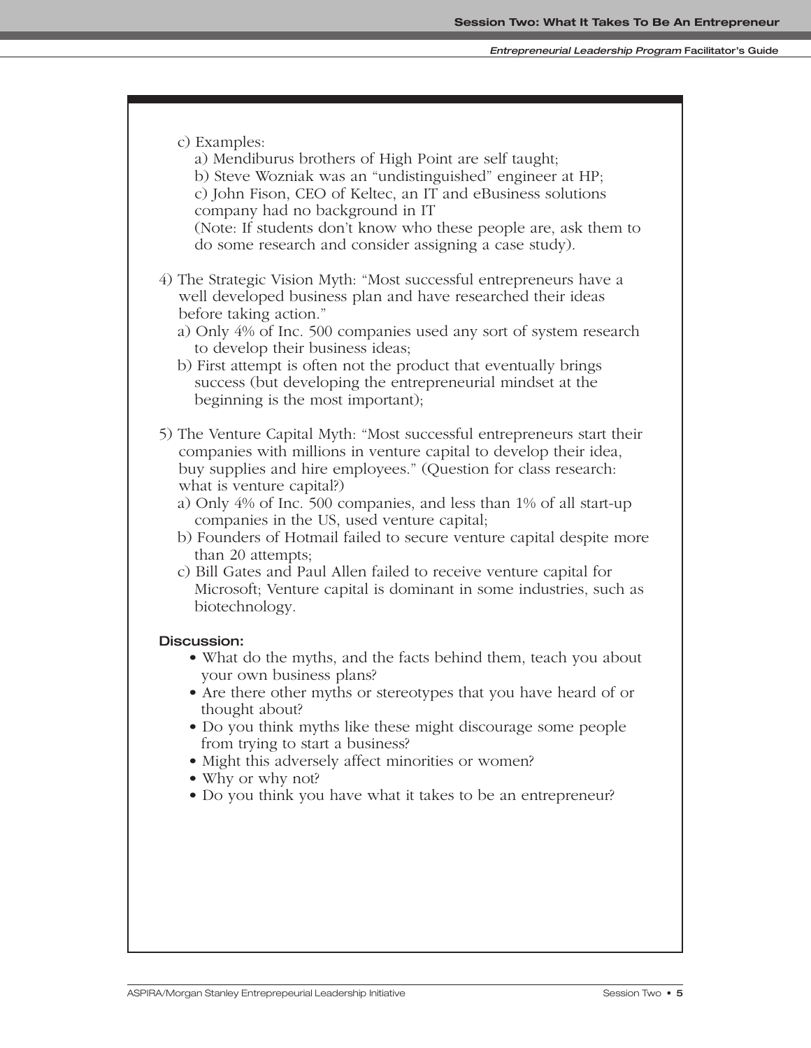c) Examples:

   a) Mendiburus brothers of High Point are self taught;

   b) Steve Wozniak was an "undistinguished" engineer at HP;

   c) John Fison, CEO of Keltec, an IT and eBusiness solutions company had no background in IT

   (Note: If students don't know who these people are, ask them to do some research and consider assigning a case study).

4) The Strategic Vision Myth: "Most successful entrepreneurs have a well developed business plan and have researched their ideas before taking action."

   a) Only 4% of Inc. 500 companies used any sort of system research to develop their business ideas;

   b) First attempt is often not the product that eventually brings success (but developing the entrepreneurial mindset at the beginning is the most important);

5) The Venture Capital Myth: "Most successful entrepreneurs start their companies with millions in venture capital to develop their idea, buy supplies and hire employees." (Question for class research: what is venture capital?)

   a) Only 4% of Inc. 500 companies, and less than 1% of all start-up companies in the US, used venture capital;

   b) Founders of Hotmail failed to secure venture capital despite more than 20 attempts;

   c) Bill Gates and Paul Allen failed to receive venture capital for Microsoft; Venture capital is dominant in some industries, such as biotechnology.

**Discussion:**

- What do the myths, and the facts behind them, teach you about your own business plans?
- Are there other myths or stereotypes that you have heard of or thought about?
- Do you think myths like these might discourage some people from trying to start a business?
- Might this adversely affect minorities or women?
- Why or why not?
- Do you think you have what it takes to be an entrepreneur?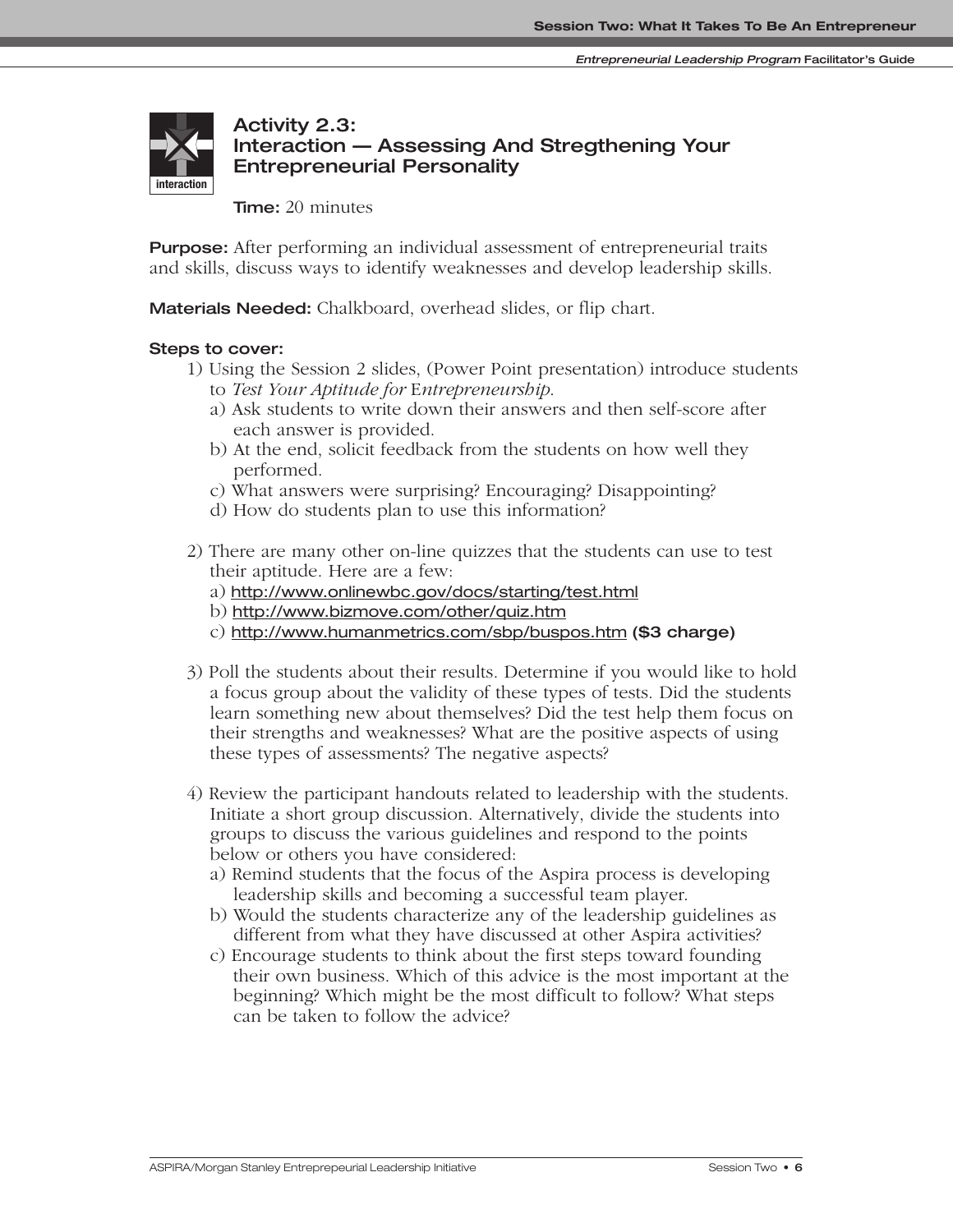## Activity 2.3: Interaction — Assessing And Stregthening Your Entrepreneurial Personality

**Time:** 20 minutes

**Purpose:** After performing an individual assessment of entrepreneurial traits and skills, discuss ways to identify weaknesses and develop leadership skills.

**Materials Needed:** Chalkboard, overhead slides, or flip chart.

**Steps to cover:**

1) Using the Session 2 slides, (Power Point presentation) introduce students to *Test Your Aptitude for* E*ntrepreneurship*.
   a) Ask students to write down their answers and then self-score after each answer is provided.
   b) At the end, solicit feedback from the students on how well they performed.
   c) What answers were surprising? Encouraging? Disappointing?
   d) How do students plan to use this information?

2) There are many other on-line quizzes that the students can use to test their aptitude. Here are a few:
   a) http://www.onlinewbc.gov/docs/starting/test.html
   b) http://www.bizmove.com/other/quiz.htm
   c) http://www.humanmetrics.com/sbp/buspos.htm **($3 charge)**

3) Poll the students about their results. Determine if you would like to hold a focus group about the validity of these types of tests. Did the students learn something new about themselves? Did the test help them focus on their strengths and weaknesses? What are the positive aspects of using these types of assessments? The negative aspects?

4) Review the participant handouts related to leadership with the students. Initiate a short group discussion. Alternatively, divide the students into groups to discuss the various guidelines and respond to the points below or others you have considered:
   a) Remind students that the focus of the Aspira process is developing leadership skills and becoming a successful team player.
   b) Would the students characterize any of the leadership guidelines as different from what they have discussed at other Aspira activities?
   c) Encourage students to think about the first steps toward founding their own business. Which of this advice is the most important at the beginning? Which might be the most difficult to follow? What steps can be taken to follow the advice?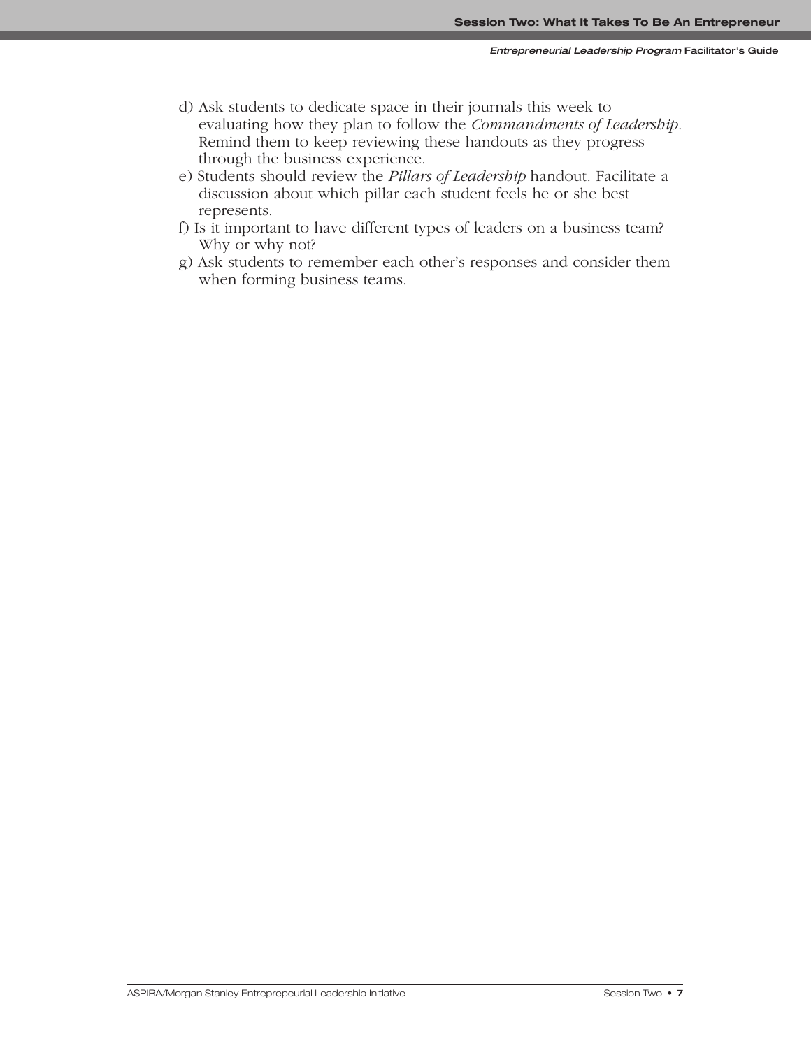d) Ask students to dedicate space in their journals this week to evaluating how they plan to follow the *Commandments of Leadership*. Remind them to keep reviewing these handouts as they progress through the business experience.

e) Students should review the *Pillars of Leadership* handout. Facilitate a discussion about which pillar each student feels he or she best represents.

f) Is it important to have different types of leaders on a business team? Why or why not?

g) Ask students to remember each other's responses and consider them when forming business teams.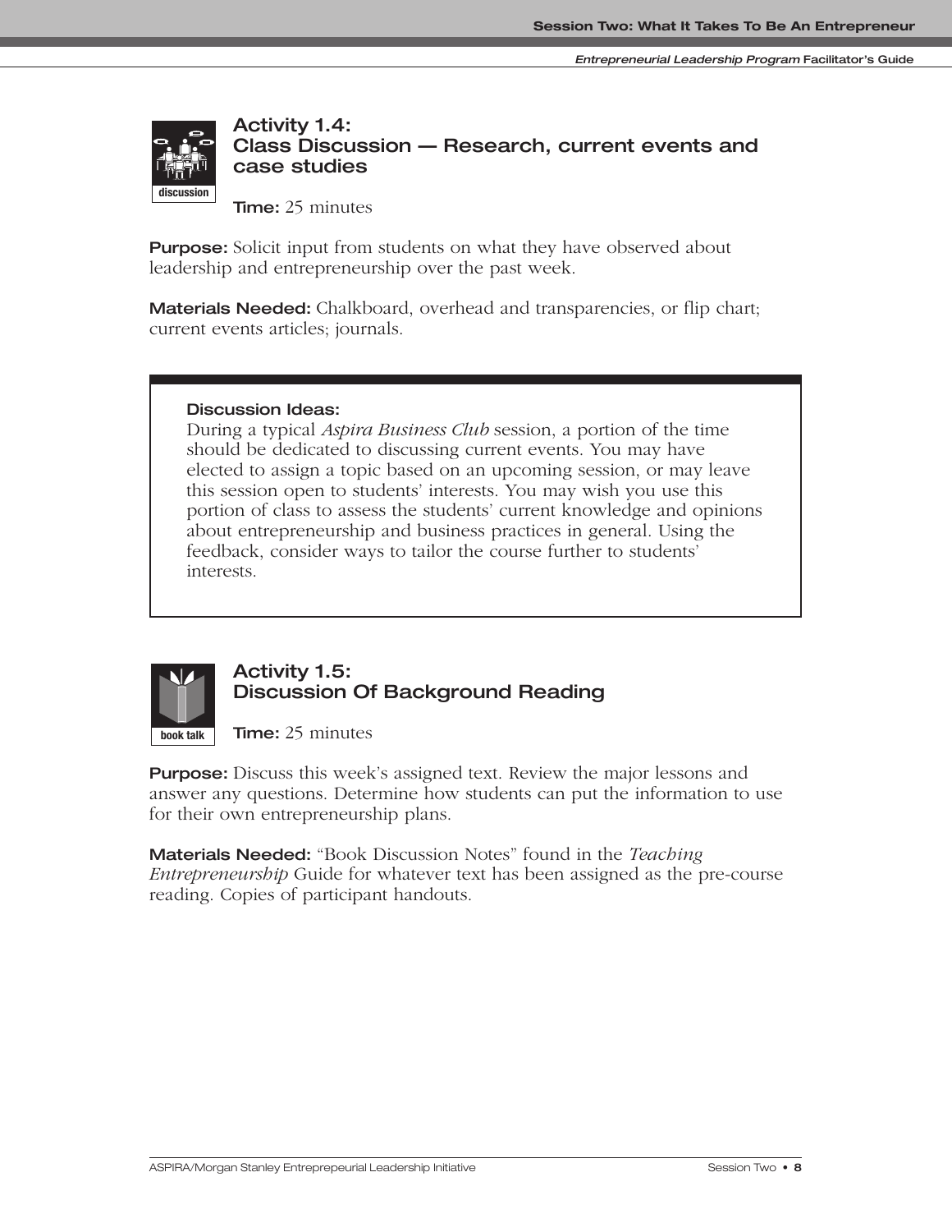### Activity 1.4:
### Class Discussion — Research, current events and case studies

**Time:** 25 minutes

**Purpose:** Solicit input from students on what they have observed about leadership and entrepreneurship over the past week.

**Materials Needed:** Chalkboard, overhead and transparencies, or flip chart; current events articles; journals.

**Discussion Ideas:**
During a typical *Aspira Business Club* session, a portion of the time should be dedicated to discussing current events. You may have elected to assign a topic based on an upcoming session, or may leave this session open to students' interests. You may wish you use this portion of class to assess the students' current knowledge and opinions about entrepreneurship and business practices in general. Using the feedback, consider ways to tailor the course further to students' interests.

### Activity 1.5:
### Discussion Of Background Reading

**Time:** 25 minutes

**Purpose:** Discuss this week's assigned text. Review the major lessons and answer any questions. Determine how students can put the information to use for their own entrepreneurship plans.

**Materials Needed:** "Book Discussion Notes" found in the *Teaching Entrepreneurship* Guide for whatever text has been assigned as the pre-course reading. Copies of participant handouts.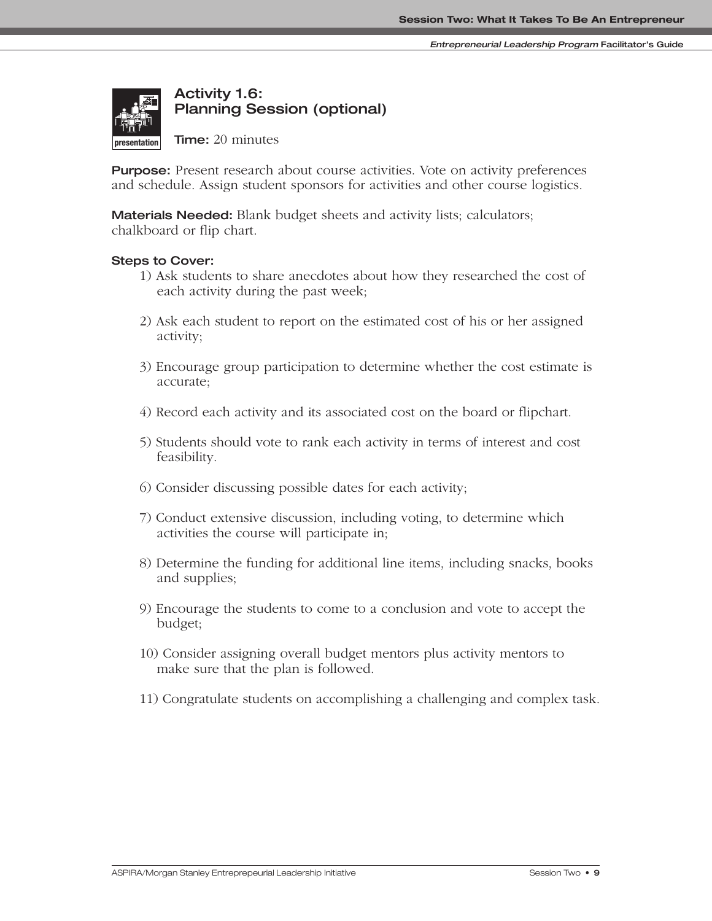## Activity 1.6: Planning Session (optional)

presentation

**Time:** 20 minutes

**Purpose:** Present research about course activities. Vote on activity preferences and schedule. Assign student sponsors for activities and other course logistics.

**Materials Needed:** Blank budget sheets and activity lists; calculators; chalkboard or flip chart.

**Steps to Cover:**

1) Ask students to share anecdotes about how they researched the cost of each activity during the past week;

2) Ask each student to report on the estimated cost of his or her assigned activity;

3) Encourage group participation to determine whether the cost estimate is accurate;

4) Record each activity and its associated cost on the board or flipchart.

5) Students should vote to rank each activity in terms of interest and cost feasibility.

6) Consider discussing possible dates for each activity;

7) Conduct extensive discussion, including voting, to determine which activities the course will participate in;

8) Determine the funding for additional line items, including snacks, books and supplies;

9) Encourage the students to come to a conclusion and vote to accept the budget;

10) Consider assigning overall budget mentors plus activity mentors to make sure that the plan is followed.

11) Congratulate students on accomplishing a challenging and complex task.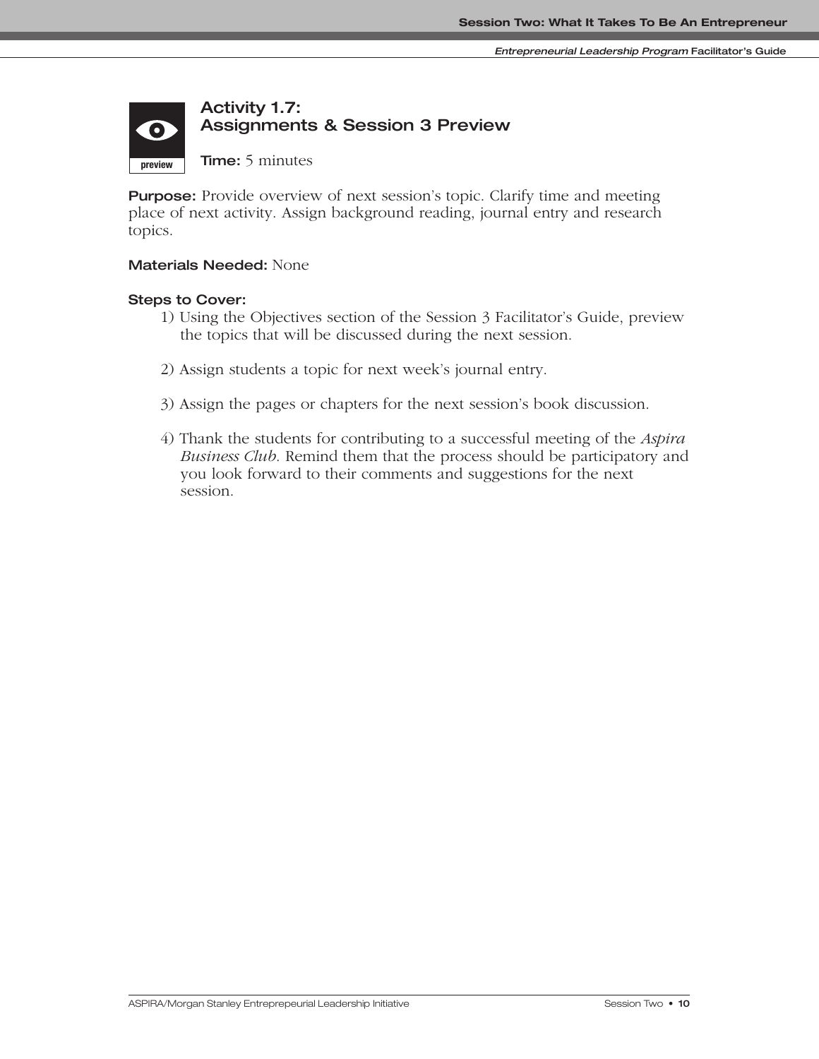## Activity 1.7: Assignments & Session 3 Preview

**Time:** 5 minutes

**Purpose:** Provide overview of next session's topic. Clarify time and meeting place of next activity. Assign background reading, journal entry and research topics.

**Materials Needed:** None

**Steps to Cover:**

1) Using the Objectives section of the Session 3 Facilitator's Guide, preview the topics that will be discussed during the next session.

2) Assign students a topic for next week's journal entry.

3) Assign the pages or chapters for the next session's book discussion.

4) Thank the students for contributing to a successful meeting of the *Aspira Business Club*. Remind them that the process should be participatory and you look forward to their comments and suggestions for the next session.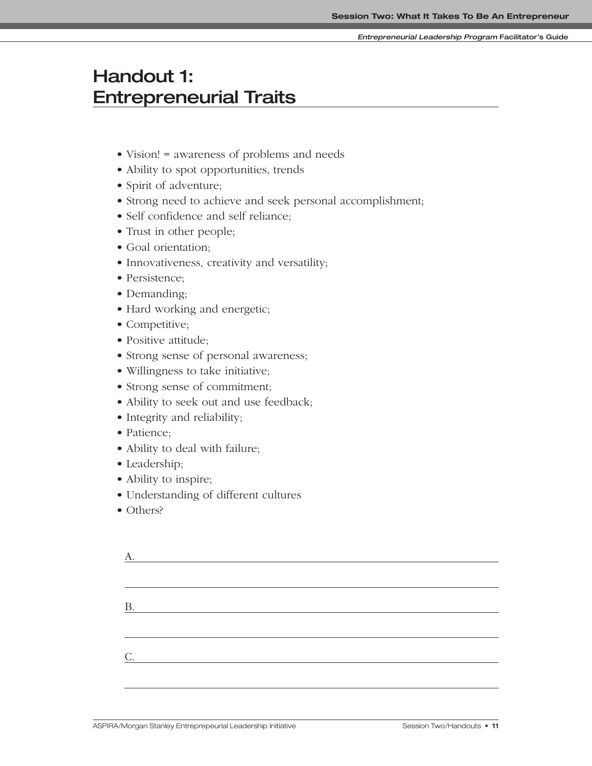# Handout 1: Entrepreneurial Traits

- Vision! = awareness of problems and needs
- Ability to spot opportunities, trends
- Spirit of adventure;
- Strong need to achieve and seek personal accomplishment;
- Self confidence and self reliance;
- Trust in other people;
- Goal orientation;
- Innovativeness, creativity and versatility;
- Persistence;
- Demanding;
- Hard working and energetic;
- Competitive;
- Positive attitude;
- Strong sense of personal awareness;
- Willingness to take initiative;
- Strong sense of commitment;
- Ability to seek out and use feedback;
- Integrity and reliability;
- Patience;
- Ability to deal with failure;
- Leadership;
- Ability to inspire;
- Understanding of different cultures
- Others?

A. ______________________________________________

______________________________________________

B. ______________________________________________

______________________________________________

C. ______________________________________________

______________________________________________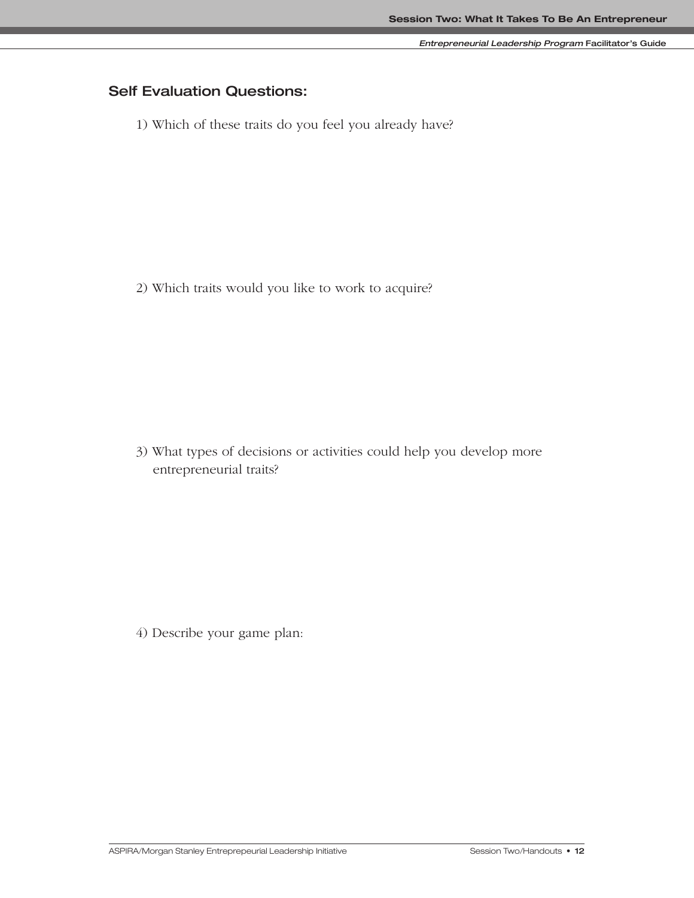### Self Evaluation Questions:

1) Which of these traits do you feel you already have?

2) Which traits would you like to work to acquire?

3) What types of decisions or activities could help you develop more entrepreneurial traits?

4) Describe your game plan: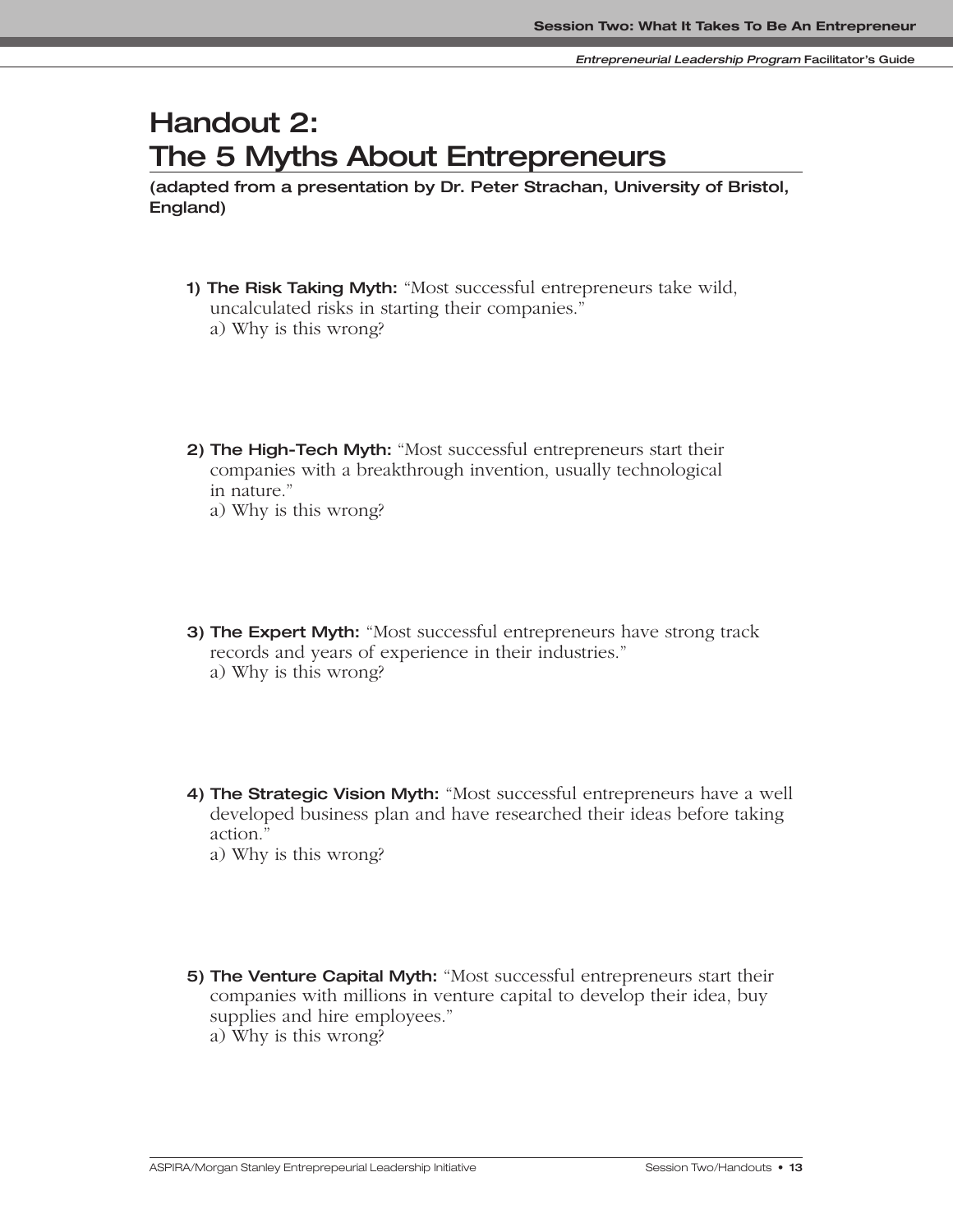# Handout 2: The 5 Myths About Entrepreneurs

**(adapted from a presentation by Dr. Peter Strachan, University of Bristol, England)**

1) **The Risk Taking Myth:** "Most successful entrepreneurs take wild, uncalculated risks in starting their companies."
   a) Why is this wrong?

2) **The High-Tech Myth:** "Most successful entrepreneurs start their companies with a breakthrough invention, usually technological in nature."
   a) Why is this wrong?

3) **The Expert Myth:** "Most successful entrepreneurs have strong track records and years of experience in their industries."
   a) Why is this wrong?

4) **The Strategic Vision Myth:** "Most successful entrepreneurs have a well developed business plan and have researched their ideas before taking action."
   a) Why is this wrong?

5) **The Venture Capital Myth:** "Most successful entrepreneurs start their companies with millions in venture capital to develop their idea, buy supplies and hire employees."
   a) Why is this wrong?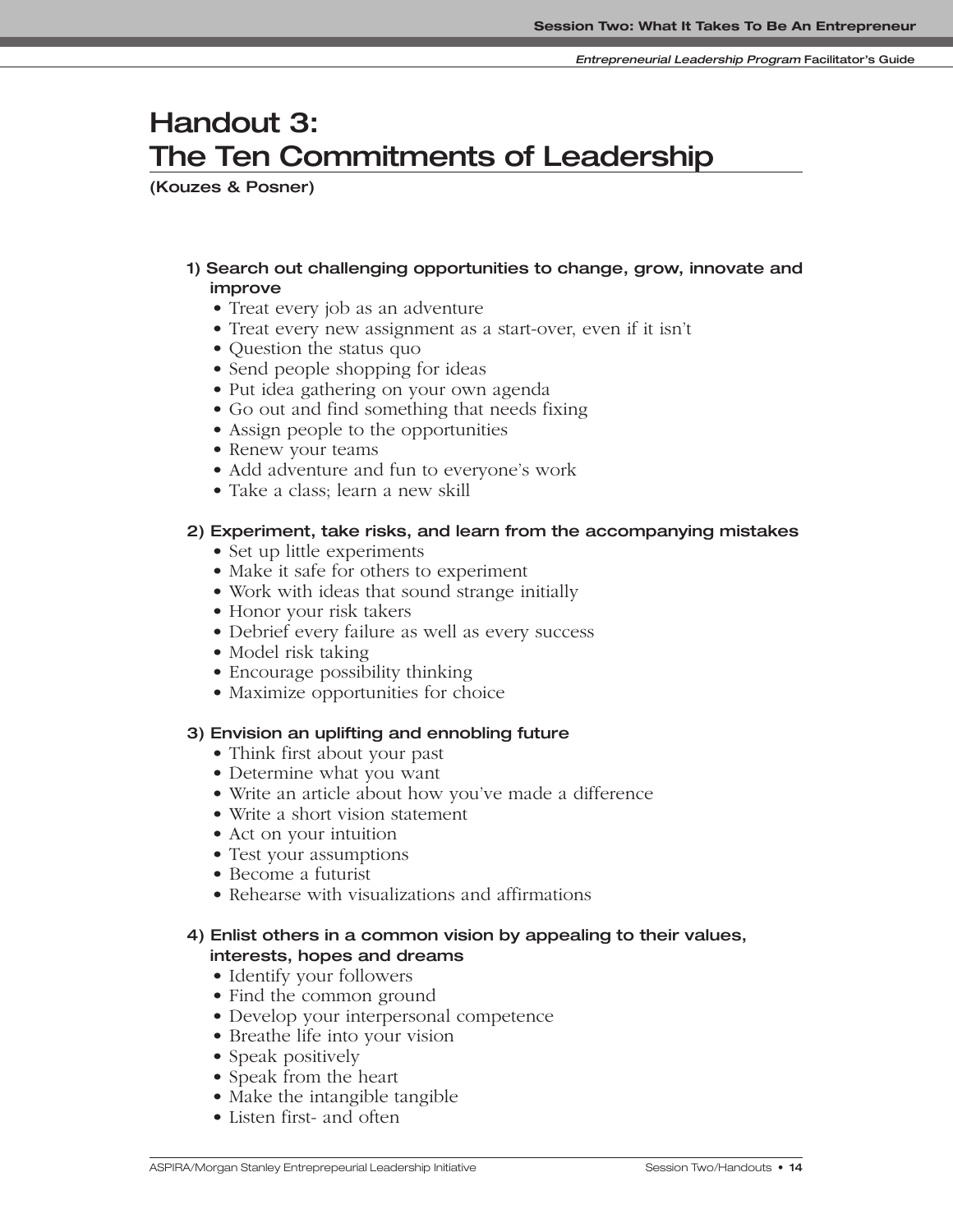# Handout 3: The Ten Commitments of Leadership

**(Kouzes & Posner)**

**1) Search out challenging opportunities to change, grow, innovate and improve**

- Treat every job as an adventure
- Treat every new assignment as a start-over, even if it isn't
- Question the status quo
- Send people shopping for ideas
- Put idea gathering on your own agenda
- Go out and find something that needs fixing
- Assign people to the opportunities
- Renew your teams
- Add adventure and fun to everyone's work
- Take a class; learn a new skill

**2) Experiment, take risks, and learn from the accompanying mistakes**

- Set up little experiments
- Make it safe for others to experiment
- Work with ideas that sound strange initially
- Honor your risk takers
- Debrief every failure as well as every success
- Model risk taking
- Encourage possibility thinking
- Maximize opportunities for choice

**3) Envision an uplifting and ennobling future**

- Think first about your past
- Determine what you want
- Write an article about how you've made a difference
- Write a short vision statement
- Act on your intuition
- Test your assumptions
- Become a futurist
- Rehearse with visualizations and affirmations

**4) Enlist others in a common vision by appealing to their values, interests, hopes and dreams**

- Identify your followers
- Find the common ground
- Develop your interpersonal competence
- Breathe life into your vision
- Speak positively
- Speak from the heart
- Make the intangible tangible
- Listen first- and often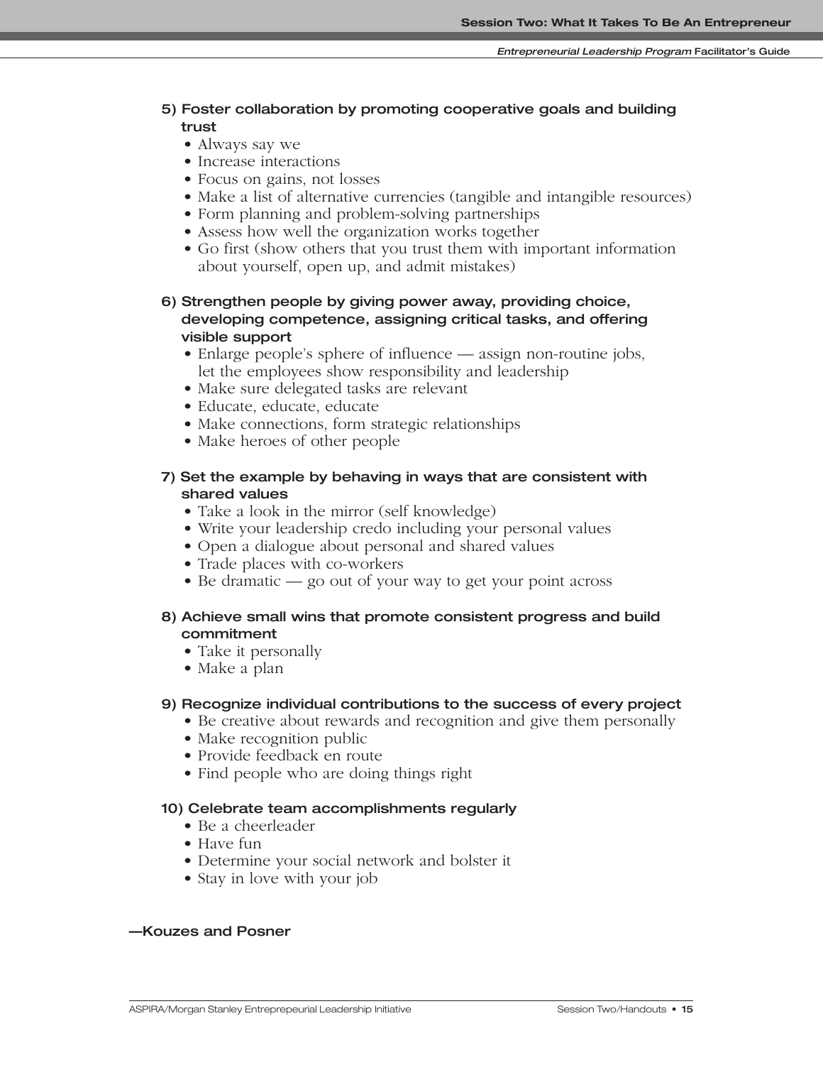**5) Foster collaboration by promoting cooperative goals and building trust**

- Always say we
- Increase interactions
- Focus on gains, not losses
- Make a list of alternative currencies (tangible and intangible resources)
- Form planning and problem-solving partnerships
- Assess how well the organization works together
- Go first (show others that you trust them with important information about yourself, open up, and admit mistakes)

**6) Strengthen people by giving power away, providing choice, developing competence, assigning critical tasks, and offering visible support**

- Enlarge people's sphere of influence — assign non-routine jobs, let the employees show responsibility and leadership
- Make sure delegated tasks are relevant
- Educate, educate, educate
- Make connections, form strategic relationships
- Make heroes of other people

**7) Set the example by behaving in ways that are consistent with shared values**

- Take a look in the mirror (self knowledge)
- Write your leadership credo including your personal values
- Open a dialogue about personal and shared values
- Trade places with co-workers
- Be dramatic — go out of your way to get your point across

**8) Achieve small wins that promote consistent progress and build commitment**

- Take it personally
- Make a plan

**9) Recognize individual contributions to the success of every project**

- Be creative about rewards and recognition and give them personally
- Make recognition public
- Provide feedback en route
- Find people who are doing things right

**10) Celebrate team accomplishments regularly**

- Be a cheerleader
- Have fun
- Determine your social network and bolster it
- Stay in love with your job

**—Kouzes and Posner**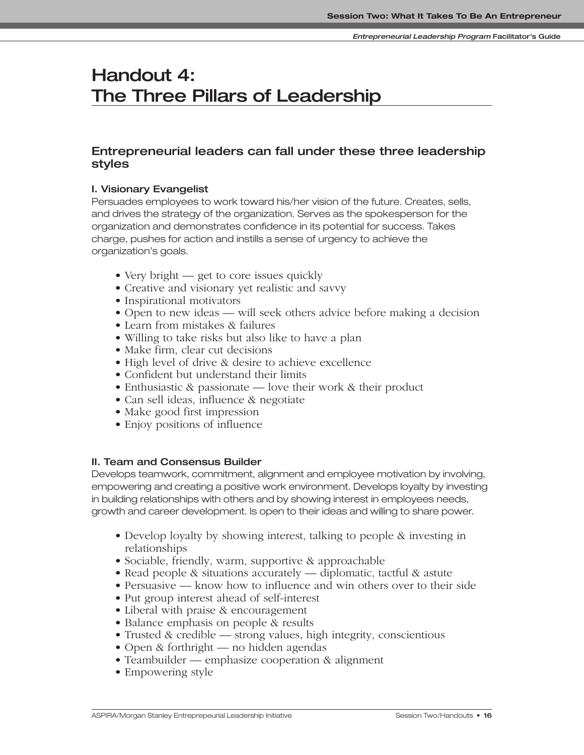# Handout 4: The Three Pillars of Leadership

## Entrepreneurial leaders can fall under these three leadership styles

### I. Visionary Evangelist

Persuades employees to work toward his/her vision of the future. Creates, sells, and drives the strategy of the organization. Serves as the spokesperson for the organization and demonstrates confidence in its potential for success. Takes charge, pushes for action and instills a sense of urgency to achieve the organization's goals.

- Very bright — get to core issues quickly
- Creative and visionary yet realistic and savvy
- Inspirational motivators
- Open to new ideas — will seek others advice before making a decision
- Learn from mistakes & failures
- Willing to take risks but also like to have a plan
- Make firm, clear cut decisions
- High level of drive & desire to achieve excellence
- Confident but understand their limits
- Enthusiastic & passionate — love their work & their product
- Can sell ideas, influence & negotiate
- Make good first impression
- Enjoy positions of influence

### II. Team and Consensus Builder

Develops teamwork, commitment, alignment and employee motivation by involving, empowering and creating a positive work environment. Develops loyalty by investing in building relationships with others and by showing interest in employees needs, growth and career development. Is open to their ideas and willing to share power.

- Develop loyalty by showing interest, talking to people & investing in relationships
- Sociable, friendly, warm, supportive & approachable
- Read people & situations accurately — diplomatic, tactful & astute
- Persuasive — know how to influence and win others over to their side
- Put group interest ahead of self-interest
- Liberal with praise & encouragement
- Balance emphasis on people & results
- Trusted & credible — strong values, high integrity, conscientious
- Open & forthright — no hidden agendas
- Teambuilder — emphasize cooperation & alignment
- Empowering style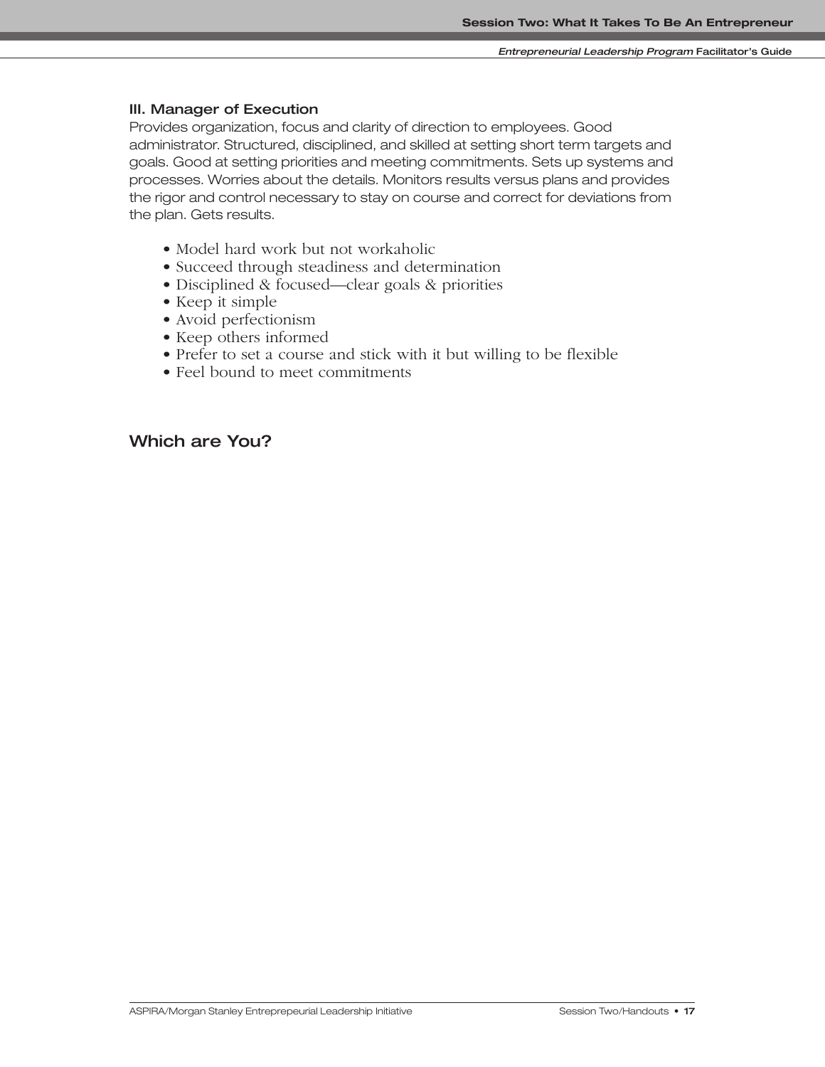### III. Manager of Execution

Provides organization, focus and clarity of direction to employees. Good administrator. Structured, disciplined, and skilled at setting short term targets and goals. Good at setting priorities and meeting commitments. Sets up systems and processes. Worries about the details. Monitors results versus plans and provides the rigor and control necessary to stay on course and correct for deviations from the plan. Gets results.

- Model hard work but not workaholic
- Succeed through steadiness and determination
- Disciplined & focused—clear goals & priorities
- Keep it simple
- Avoid perfectionism
- Keep others informed
- Prefer to set a course and stick with it but willing to be flexible
- Feel bound to meet commitments

## Which are You?